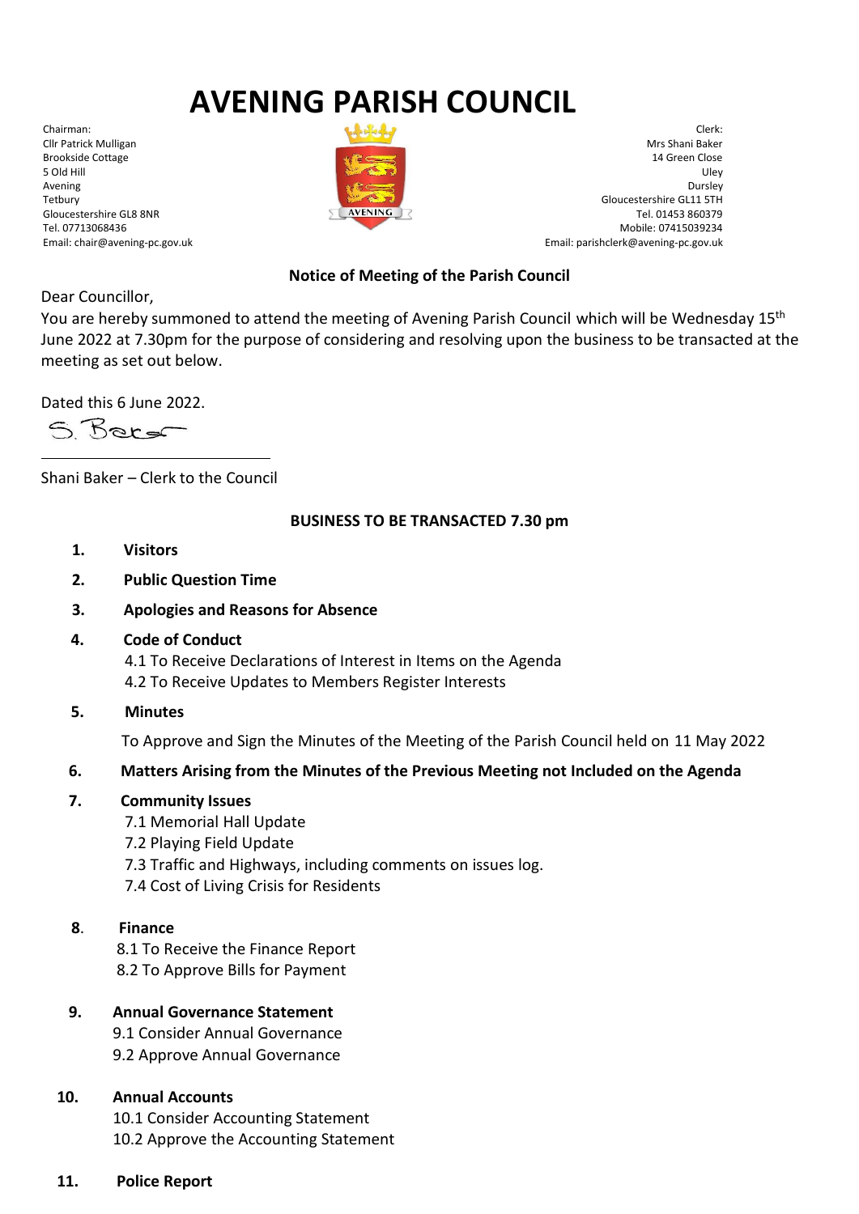# AVENING PARISH COUNCIL

Chairman:
Cllr Patrick Mulligan
Brookside Cottage
5 Old Hill
Avening
Tetbury
Gloucestershire GL8 8NR
Tel. 07713068436
Email: chair@avening-pc.gov.uk

Clerk:
Mrs Shani Baker
14 Green Close
Uley
Dursley
Gloucestershire GL11 5TH
Tel. 01453 860379
Mobile: 07415039234
Email: parishclerk@avening-pc.gov.uk

**Notice of Meeting of the Parish Council**

Dear Councillor,

You are hereby summoned to attend the meeting of Avening Parish Council which will be Wednesday 15th June 2022 at 7.30pm for the purpose of considering and resolving upon the business to be transacted at the meeting as set out below.

Dated this 6 June 2022.

S. Baker

Shani Baker – Clerk to the Council

**BUSINESS TO BE TRANSACTED 7.30 pm**

1. **Visitors**
2. **Public Question Time**
3. **Apologies and Reasons for Absence**
4. **Code of Conduct**
   4.1 To Receive Declarations of Interest in Items on the Agenda
   4.2 To Receive Updates to Members Register Interests
5. **Minutes**
   To Approve and Sign the Minutes of the Meeting of the Parish Council held on 11 May 2022
6. **Matters Arising from the Minutes of the Previous Meeting not Included on the Agenda**
7. **Community Issues**
   7.1 Memorial Hall Update
   7.2 Playing Field Update
   7.3 Traffic and Highways, including comments on issues log.
   7.4 Cost of Living Crisis for Residents
8. **Finance**
   8.1 To Receive the Finance Report
   8.2 To Approve Bills for Payment
9. **Annual Governance Statement**
   9.1 Consider Annual Governance
   9.2 Approve Annual Governance
10. **Annual Accounts**
    10.1 Consider Accounting Statement
    10.2 Approve the Accounting Statement
11. **Police Report**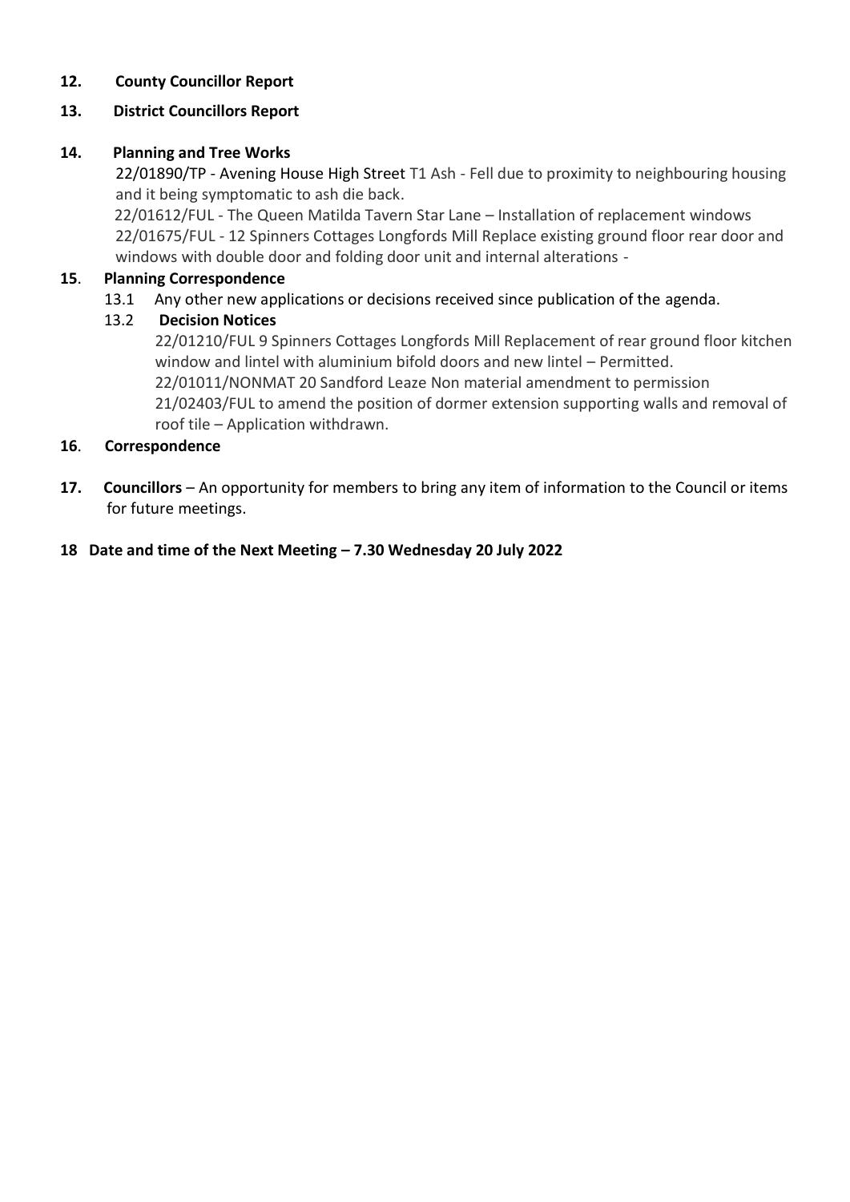**12. County Councillor Report**

**13. District Councillors Report**

**14. Planning and Tree Works**

22/01890/TP - Avening House High Street T1 Ash - Fell due to proximity to neighbouring housing and it being symptomatic to ash die back.

22/01612/FUL - The Queen Matilda Tavern Star Lane – Installation of replacement windows

22/01675/FUL - 12 Spinners Cottages Longfords Mill Replace existing ground floor rear door and windows with double door and folding door unit and internal alterations -

**15. Planning Correspondence**

13.1 Any other new applications or decisions received since publication of the agenda.

13.2 **Decision Notices**

22/01210/FUL 9 Spinners Cottages Longfords Mill Replacement of rear ground floor kitchen window and lintel with aluminium bifold doors and new lintel – Permitted.

22/01011/NONMAT 20 Sandford Leaze Non material amendment to permission 21/02403/FUL to amend the position of dormer extension supporting walls and removal of roof tile – Application withdrawn.

**16. Correspondence**

**17. Councillors** – An opportunity for members to bring any item of information to the Council or items for future meetings.

**18 Date and time of the Next Meeting – 7.30 Wednesday 20 July 2022**